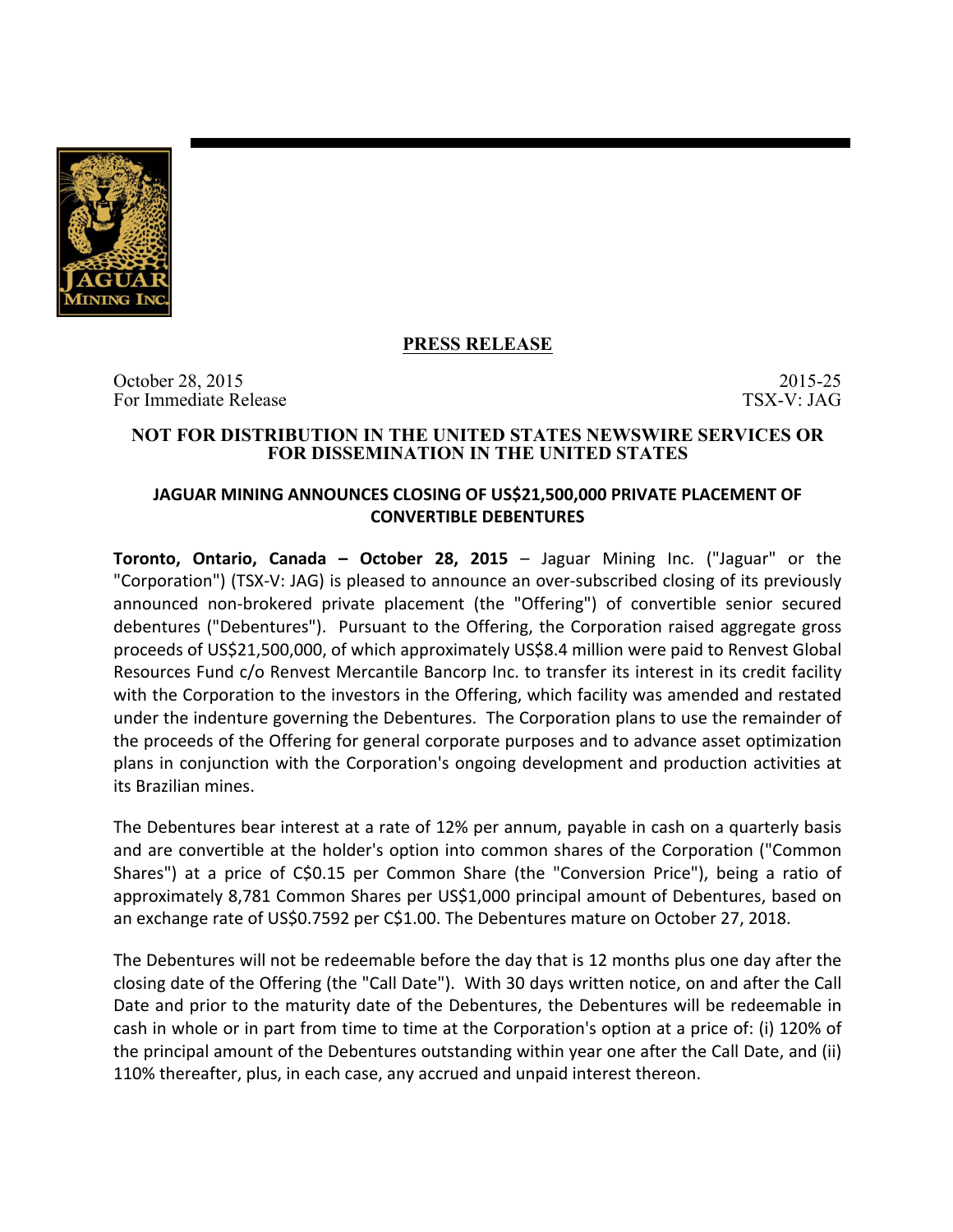**PRESS RELEASE**

October 28, 2015
For Immediate Release

2015-25
TSX-V: JAG

**NOT FOR DISTRIBUTION IN THE UNITED STATES NEWSWIRE SERVICES OR FOR DISSEMINATION IN THE UNITED STATES**

## JAGUAR MINING ANNOUNCES CLOSING OF US$21,500,000 PRIVATE PLACEMENT OF CONVERTIBLE DEBENTURES

**Toronto, Ontario, Canada – October 28, 2015** – Jaguar Mining Inc. ("Jaguar" or the "Corporation") (TSX-V: JAG) is pleased to announce an over-subscribed closing of its previously announced non-brokered private placement (the "Offering") of convertible senior secured debentures ("Debentures"). Pursuant to the Offering, the Corporation raised aggregate gross proceeds of US$21,500,000, of which approximately US$8.4 million were paid to Renvest Global Resources Fund c/o Renvest Mercantile Bancorp Inc. to transfer its interest in its credit facility with the Corporation to the investors in the Offering, which facility was amended and restated under the indenture governing the Debentures. The Corporation plans to use the remainder of the proceeds of the Offering for general corporate purposes and to advance asset optimization plans in conjunction with the Corporation's ongoing development and production activities at its Brazilian mines.

The Debentures bear interest at a rate of 12% per annum, payable in cash on a quarterly basis and are convertible at the holder's option into common shares of the Corporation ("Common Shares") at a price of C$0.15 per Common Share (the "Conversion Price"), being a ratio of approximately 8,781 Common Shares per US$1,000 principal amount of Debentures, based on an exchange rate of US$0.7592 per C$1.00. The Debentures mature on October 27, 2018.

The Debentures will not be redeemable before the day that is 12 months plus one day after the closing date of the Offering (the "Call Date"). With 30 days written notice, on and after the Call Date and prior to the maturity date of the Debentures, the Debentures will be redeemable in cash in whole or in part from time to time at the Corporation's option at a price of: (i) 120% of the principal amount of the Debentures outstanding within year one after the Call Date, and (ii) 110% thereafter, plus, in each case, any accrued and unpaid interest thereon.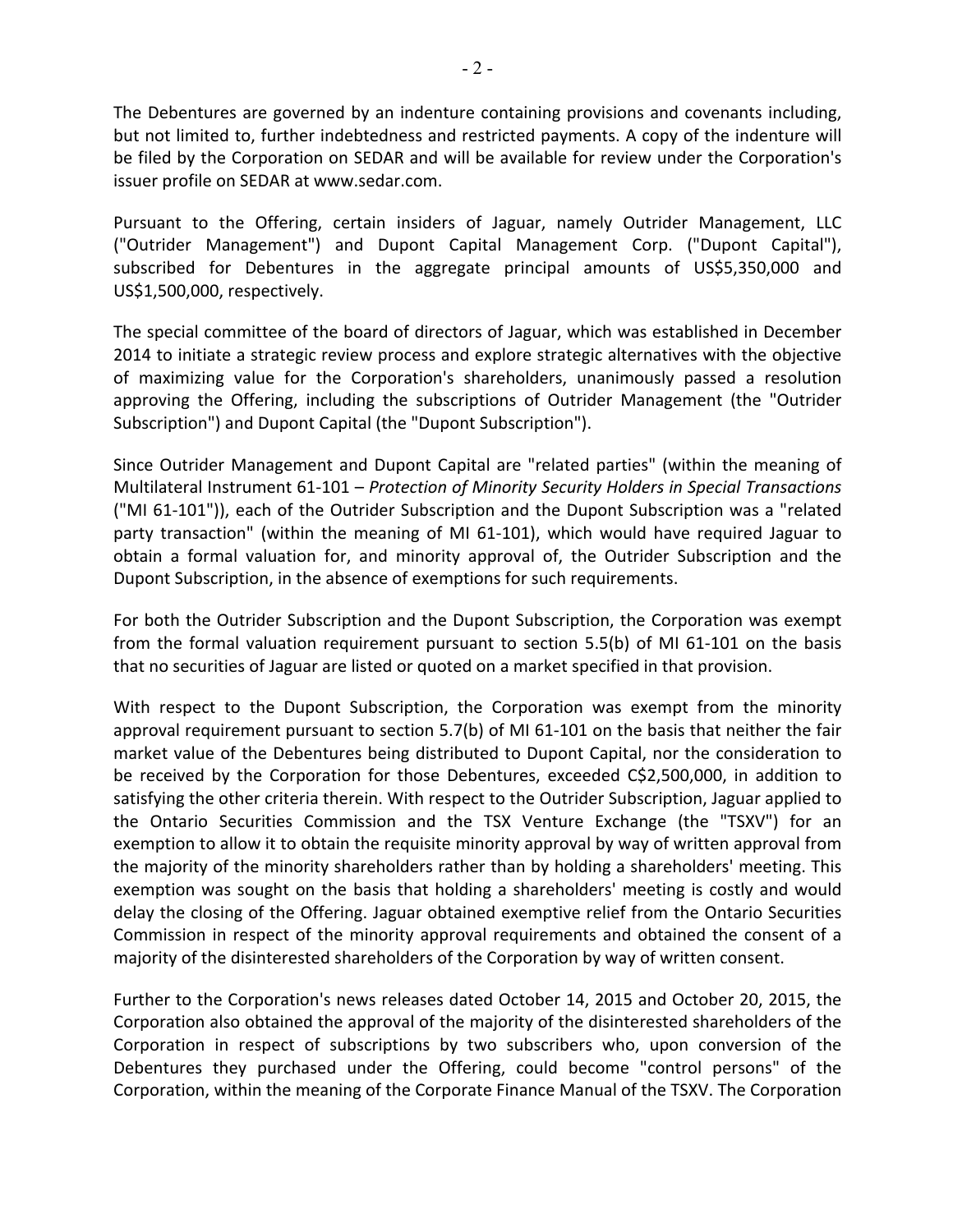The Debentures are governed by an indenture containing provisions and covenants including, but not limited to, further indebtedness and restricted payments. A copy of the indenture will be filed by the Corporation on SEDAR and will be available for review under the Corporation's issuer profile on SEDAR at www.sedar.com.

Pursuant to the Offering, certain insiders of Jaguar, namely Outrider Management, LLC ("Outrider Management") and Dupont Capital Management Corp. ("Dupont Capital"), subscribed for Debentures in the aggregate principal amounts of US$5,350,000 and US$1,500,000, respectively.

The special committee of the board of directors of Jaguar, which was established in December 2014 to initiate a strategic review process and explore strategic alternatives with the objective of maximizing value for the Corporation's shareholders, unanimously passed a resolution approving the Offering, including the subscriptions of Outrider Management (the "Outrider Subscription") and Dupont Capital (the "Dupont Subscription").

Since Outrider Management and Dupont Capital are "related parties" (within the meaning of Multilateral Instrument 61-101 – *Protection of Minority Security Holders in Special Transactions* ("MI 61-101")), each of the Outrider Subscription and the Dupont Subscription was a "related party transaction" (within the meaning of MI 61-101), which would have required Jaguar to obtain a formal valuation for, and minority approval of, the Outrider Subscription and the Dupont Subscription, in the absence of exemptions for such requirements.

For both the Outrider Subscription and the Dupont Subscription, the Corporation was exempt from the formal valuation requirement pursuant to section 5.5(b) of MI 61-101 on the basis that no securities of Jaguar are listed or quoted on a market specified in that provision.

With respect to the Dupont Subscription, the Corporation was exempt from the minority approval requirement pursuant to section 5.7(b) of MI 61-101 on the basis that neither the fair market value of the Debentures being distributed to Dupont Capital, nor the consideration to be received by the Corporation for those Debentures, exceeded C$2,500,000, in addition to satisfying the other criteria therein. With respect to the Outrider Subscription, Jaguar applied to the Ontario Securities Commission and the TSX Venture Exchange (the "TSXV") for an exemption to allow it to obtain the requisite minority approval by way of written approval from the majority of the minority shareholders rather than by holding a shareholders' meeting. This exemption was sought on the basis that holding a shareholders' meeting is costly and would delay the closing of the Offering. Jaguar obtained exemptive relief from the Ontario Securities Commission in respect of the minority approval requirements and obtained the consent of a majority of the disinterested shareholders of the Corporation by way of written consent.

Further to the Corporation's news releases dated October 14, 2015 and October 20, 2015, the Corporation also obtained the approval of the majority of the disinterested shareholders of the Corporation in respect of subscriptions by two subscribers who, upon conversion of the Debentures they purchased under the Offering, could become "control persons" of the Corporation, within the meaning of the Corporate Finance Manual of the TSXV. The Corporation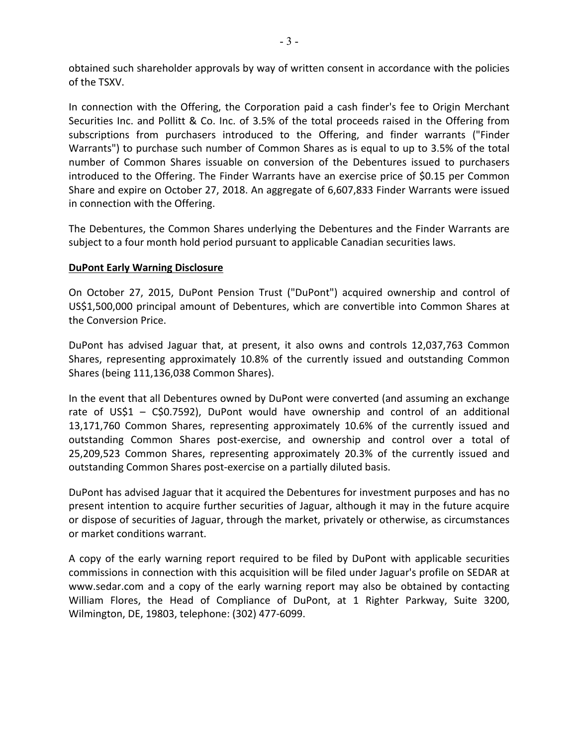obtained such shareholder approvals by way of written consent in accordance with the policies of the TSXV.

In connection with the Offering, the Corporation paid a cash finder's fee to Origin Merchant Securities Inc. and Pollitt & Co. Inc. of 3.5% of the total proceeds raised in the Offering from subscriptions from purchasers introduced to the Offering, and finder warrants ("Finder Warrants") to purchase such number of Common Shares as is equal to up to 3.5% of the total number of Common Shares issuable on conversion of the Debentures issued to purchasers introduced to the Offering. The Finder Warrants have an exercise price of $0.15 per Common Share and expire on October 27, 2018. An aggregate of 6,607,833 Finder Warrants were issued in connection with the Offering.

The Debentures, the Common Shares underlying the Debentures and the Finder Warrants are subject to a four month hold period pursuant to applicable Canadian securities laws.

**DuPont Early Warning Disclosure**

On October 27, 2015, DuPont Pension Trust ("DuPont") acquired ownership and control of US$1,500,000 principal amount of Debentures, which are convertible into Common Shares at the Conversion Price.

DuPont has advised Jaguar that, at present, it also owns and controls 12,037,763 Common Shares, representing approximately 10.8% of the currently issued and outstanding Common Shares (being 111,136,038 Common Shares).

In the event that all Debentures owned by DuPont were converted (and assuming an exchange rate of US$1 – C$0.7592), DuPont would have ownership and control of an additional 13,171,760 Common Shares, representing approximately 10.6% of the currently issued and outstanding Common Shares post-exercise, and ownership and control over a total of 25,209,523 Common Shares, representing approximately 20.3% of the currently issued and outstanding Common Shares post-exercise on a partially diluted basis.

DuPont has advised Jaguar that it acquired the Debentures for investment purposes and has no present intention to acquire further securities of Jaguar, although it may in the future acquire or dispose of securities of Jaguar, through the market, privately or otherwise, as circumstances or market conditions warrant.

A copy of the early warning report required to be filed by DuPont with applicable securities commissions in connection with this acquisition will be filed under Jaguar's profile on SEDAR at www.sedar.com and a copy of the early warning report may also be obtained by contacting William Flores, the Head of Compliance of DuPont, at 1 Righter Parkway, Suite 3200, Wilmington, DE, 19803, telephone: (302) 477-6099.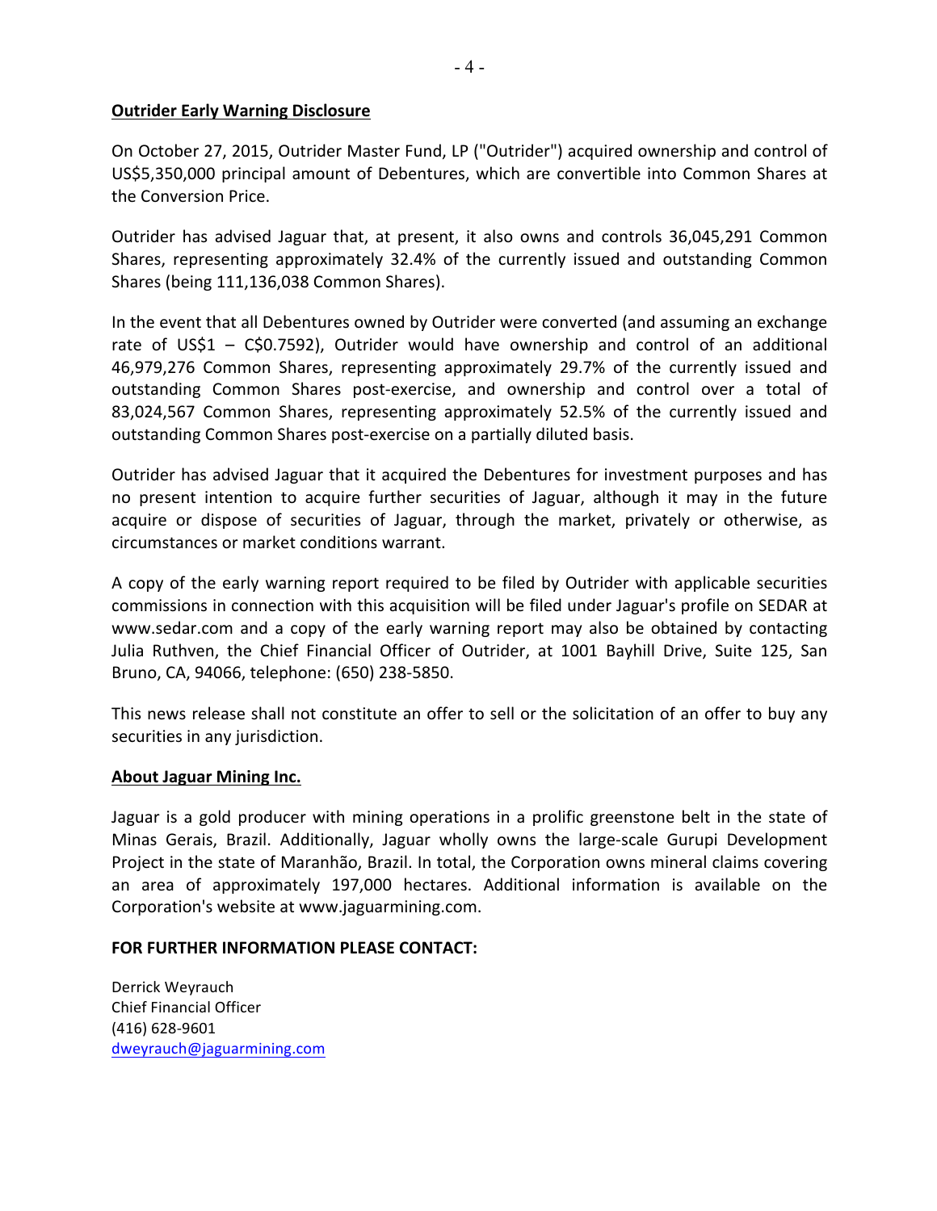**Outrider Early Warning Disclosure**

On October 27, 2015, Outrider Master Fund, LP ("Outrider") acquired ownership and control of US$5,350,000 principal amount of Debentures, which are convertible into Common Shares at the Conversion Price.

Outrider has advised Jaguar that, at present, it also owns and controls 36,045,291 Common Shares, representing approximately 32.4% of the currently issued and outstanding Common Shares (being 111,136,038 Common Shares).

In the event that all Debentures owned by Outrider were converted (and assuming an exchange rate of US$1 – C$0.7592), Outrider would have ownership and control of an additional 46,979,276 Common Shares, representing approximately 29.7% of the currently issued and outstanding Common Shares post-exercise, and ownership and control over a total of 83,024,567 Common Shares, representing approximately 52.5% of the currently issued and outstanding Common Shares post-exercise on a partially diluted basis.

Outrider has advised Jaguar that it acquired the Debentures for investment purposes and has no present intention to acquire further securities of Jaguar, although it may in the future acquire or dispose of securities of Jaguar, through the market, privately or otherwise, as circumstances or market conditions warrant.

A copy of the early warning report required to be filed by Outrider with applicable securities commissions in connection with this acquisition will be filed under Jaguar's profile on SEDAR at www.sedar.com and a copy of the early warning report may also be obtained by contacting Julia Ruthven, the Chief Financial Officer of Outrider, at 1001 Bayhill Drive, Suite 125, San Bruno, CA, 94066, telephone: (650) 238-5850.

This news release shall not constitute an offer to sell or the solicitation of an offer to buy any securities in any jurisdiction.

**About Jaguar Mining Inc.**

Jaguar is a gold producer with mining operations in a prolific greenstone belt in the state of Minas Gerais, Brazil. Additionally, Jaguar wholly owns the large-scale Gurupi Development Project in the state of Maranhão, Brazil. In total, the Corporation owns mineral claims covering an area of approximately 197,000 hectares. Additional information is available on the Corporation's website at www.jaguarmining.com.

**FOR FURTHER INFORMATION PLEASE CONTACT:**

Derrick Weyrauch
Chief Financial Officer
(416) 628-9601
dweyrauch@jaguarmining.com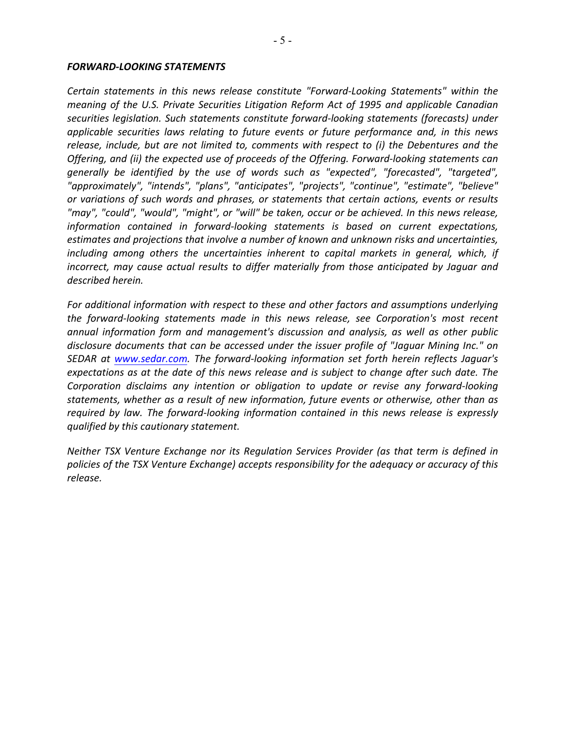***FORWARD-LOOKING STATEMENTS***

*Certain statements in this news release constitute "Forward-Looking Statements" within the meaning of the U.S. Private Securities Litigation Reform Act of 1995 and applicable Canadian securities legislation. Such statements constitute forward-looking statements (forecasts) under applicable securities laws relating to future events or future performance and, in this news release, include, but are not limited to, comments with respect to (i) the Debentures and the Offering, and (ii) the expected use of proceeds of the Offering. Forward-looking statements can generally be identified by the use of words such as "expected", "forecasted", "targeted", "approximately", "intends", "plans", "anticipates", "projects", "continue", "estimate", "believe" or variations of such words and phrases, or statements that certain actions, events or results "may", "could", "would", "might", or "will" be taken, occur or be achieved. In this news release, information contained in forward-looking statements is based on current expectations, estimates and projections that involve a number of known and unknown risks and uncertainties, including among others the uncertainties inherent to capital markets in general, which, if incorrect, may cause actual results to differ materially from those anticipated by Jaguar and described herein.*

*For additional information with respect to these and other factors and assumptions underlying the forward-looking statements made in this news release, see Corporation's most recent annual information form and management's discussion and analysis, as well as other public disclosure documents that can be accessed under the issuer profile of "Jaguar Mining Inc." on SEDAR at [www.sedar.com](http://www.sedar.com). The forward-looking information set forth herein reflects Jaguar's expectations as at the date of this news release and is subject to change after such date. The Corporation disclaims any intention or obligation to update or revise any forward-looking statements, whether as a result of new information, future events or otherwise, other than as required by law. The forward-looking information contained in this news release is expressly qualified by this cautionary statement.*

*Neither TSX Venture Exchange nor its Regulation Services Provider (as that term is defined in policies of the TSX Venture Exchange) accepts responsibility for the adequacy or accuracy of this release.*